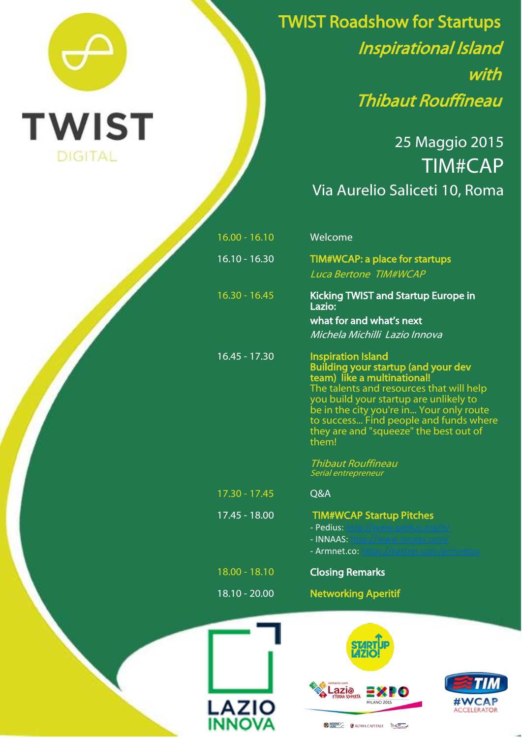TWIST

DIGITAL

# TWIST Roadshow for Startups

## *Inspirational Island with Thibaut Rouffineau*

25 Maggio 2015

TIM#CAP

Via Aurelio Saliceti 10, Roma

| | |
|---|---|
| 16.00 - 16.10 | Welcome |
| 16.10 - 16.30 | **TIM#WCAP: a place for startups**<br>*Luca Bertone TIM#WCAP* |
| 16.30 - 16.45 | **Kicking TWIST and Startup Europe in Lazio: what for and what's next**<br>*Michela Michilli Lazio Innova* |
| 16.45 - 17.30 | **Inspiration Island**<br>**Building your startup (and your dev team) like a multinational!**<br>The talents and resources that will help you build your startup are unlikely to be in the city you're in... Your only route to success... Find people and funds where they are and "squeeze" the best out of them!<br><br>*Thibaut Rouffineau*<br>*Serial entrepreneur* |
| 17.30 - 17.45 | Q&A |
| 17.45 - 18.00 | **TIM#WCAP Startup Pitches**<br>- Pedius: http://www.pedius.org/it/<br>- INNAAS: http://www.innaas.com/<br>- Armnet.co: https://twitter.com/armnetco |
| 18.00 - 18.10 | **Closing Remarks** |
| 18.10 - 20.00 | **Networking Aperitif** |

LAZIO INNOVA

STARTUP LAZIO!

Lazio ETERNA SCOPERTA

EXPO MILANO 2015

ROMA CAPITALE

TIM #WCAP ACCELERATOR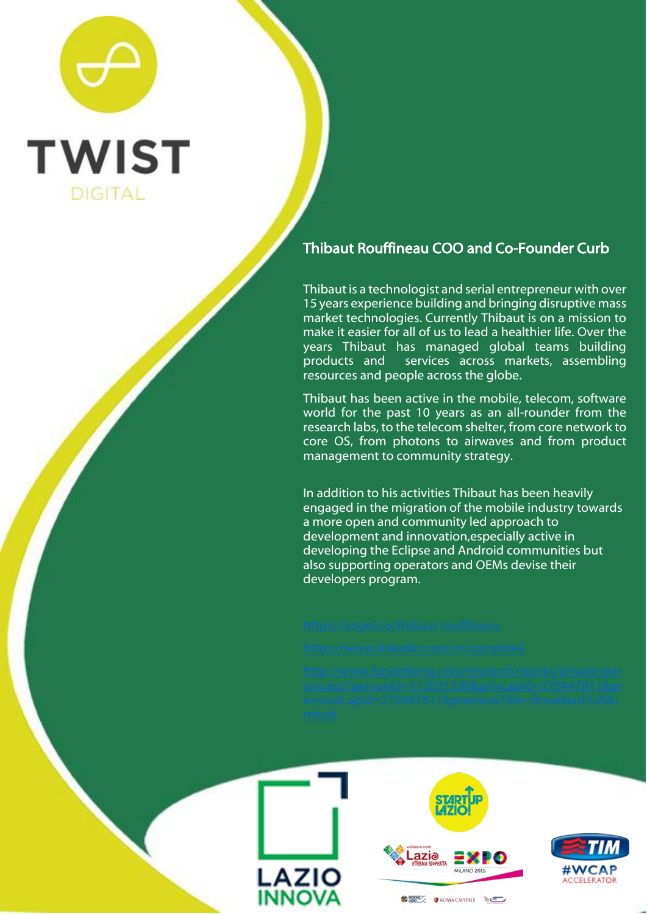TWIST

DIGITAL

## Thibaut Rouffineau COO and Co-Founder Curb

Thibaut is a technologist and serial entrepreneur with over 15 years experience building and bringing disruptive mass market technologies. Currently Thibaut is on a mission to make it easier for all of us to lead a healthier life. Over the years Thibaut has managed global teams building products and services across markets, assembling resources and people across the globe.

Thibaut has been active in the mobile, telecom, software world for the past 10 years as an all-rounder from the research labs, to the telecom shelter, from core network to core OS, from photons to airwaves and from product management to community strategy.

In addition to his activities Thibaut has been heavily engaged in the migration of the mobile industry towards a more open and community led approach to development and innovation,especially active in developing the Eclipse and Android communities but also supporting operators and OEMs devise their developers program.

https://angel.co/thibaut-rouffineau

https://www.linkedin.com/in/campbiell

http://www.bloomberg.com/research/stocks/private/person.asp?personId=112031330&privcapId=270447811&previousCapId=270447811&previousTitle=Breakbad%20Limited

LAZIO INNOVA

STARTUP LAZIO!

Lazio ETERNA SCOPERTA

EXPO MILANO 2015

ROMA CAPITALE

TIM #WCAP ACCELERATOR